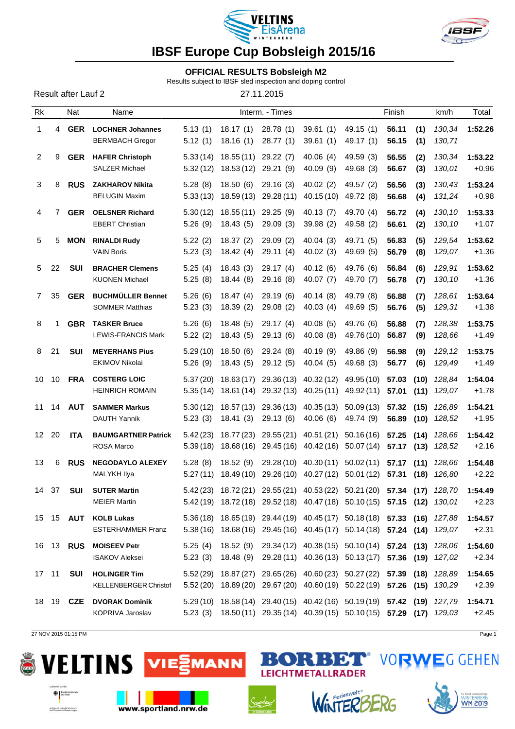# IBSF Europe Cup Bobsleigh 2015/16

## OFFICIAL RESULTS Bobsleigh M2

Results subject to IBSF sled inspection and doping control

Result after Lauf 2 — 27.11.2015

| Rk | | Nat | Name | Interm. - Times | | | | | Finish | | km/h | Total |
|---|---|---|---|---|---|---|---|---|---|---|---|---|
| 1 | 4 | **GER** | **LOCHNER Johannes** | 5.13 (1) | 18.17 (1) | 28.78 (1) | 39.61 (1) | 49.15 (1) | **56.11** | **(1)** | *130,34* | **1:52.26** |
| | | | BERMBACH Gregor | 5.12 (1) | 18.16 (1) | 28.77 (1) | 39.61 (1) | 49.17 (1) | **56.15** | **(1)** | *130,71* | |
| 2 | 9 | **GER** | **HAFER Christoph** | 5.33 (14) | 18.55 (11) | 29.22 (7) | 40.06 (4) | 49.59 (3) | **56.55** | **(2)** | *130,34* | **1:53.22** |
| | | | SALZER Michael | 5.32 (12) | 18.53 (12) | 29.21 (9) | 40.09 (9) | 49.68 (3) | **56.67** | **(3)** | *130,01* | +0.96 |
| 3 | 8 | **RUS** | **ZAKHAROV Nikita** | 5.28 (8) | 18.50 (6) | 29.16 (3) | 40.02 (2) | 49.57 (2) | **56.56** | **(3)** | *130,43* | **1:53.24** |
| | | | BELUGIN Maxim | 5.33 (13) | 18.59 (13) | 29.28 (11) | 40.15 (10) | 49.72 (8) | **56.68** | **(4)** | *131,24* | +0.98 |
| 4 | 7 | **GER** | **OELSNER Richard** | 5.30 (12) | 18.55 (11) | 29.25 (9) | 40.13 (7) | 49.70 (4) | **56.72** | **(4)** | *130,10* | **1:53.33** |
| | | | EBERT Christian | 5.26 (9) | 18.43 (5) | 29.09 (3) | 39.98 (2) | 49.58 (2) | **56.61** | **(2)** | *130,10* | +1.07 |
| 5 | 5 | **MON** | **RINALDI Rudy** | 5.22 (2) | 18.37 (2) | 29.09 (2) | 40.04 (3) | 49.71 (5) | **56.83** | **(5)** | *129,54* | **1:53.62** |
| | | | VAIN Boris | 5.23 (3) | 18.42 (4) | 29.11 (4) | 40.02 (3) | 49.69 (5) | **56.79** | **(8)** | *129,07* | +1.36 |
| 5 | 22 | **SUI** | **BRACHER Clemens** | 5.25 (4) | 18.43 (3) | 29.17 (4) | 40.12 (6) | 49.76 (6) | **56.84** | **(6)** | *129,91* | **1:53.62** |
| | | | KUONEN Michael | 5.25 (8) | 18.44 (8) | 29.16 (8) | 40.07 (7) | 49.70 (7) | **56.78** | **(7)** | *130,10* | +1.36 |
| 7 | 35 | **GER** | **BUCHMÜLLER Bennet** | 5.26 (6) | 18.47 (4) | 29.19 (6) | 40.14 (8) | 49.79 (8) | **56.88** | **(7)** | *128,61* | **1:53.64** |
| | | | SOMMER Matthias | 5.23 (3) | 18.39 (2) | 29.08 (2) | 40.03 (4) | 49.69 (5) | **56.76** | **(5)** | *129,31* | +1.38 |
| 8 | 1 | **GBR** | **TASKER Bruce** | 5.26 (6) | 18.48 (5) | 29.17 (4) | 40.08 (5) | 49.76 (6) | **56.88** | **(7)** | *128,38* | **1:53.75** |
| | | | LEWIS-FRANCIS Mark | 5.22 (2) | 18.43 (5) | 29.13 (6) | 40.08 (8) | 49.76 (10) | **56.87** | **(9)** | *128,66* | +1.49 |
| 8 | 21 | **SUI** | **MEYERHANS Pius** | 5.29 (10) | 18.50 (6) | 29.24 (8) | 40.19 (9) | 49.86 (9) | **56.98** | **(9)** | *129,12* | **1:53.75** |
| | | | EKIMOV Nikolai | 5.26 (9) | 18.43 (5) | 29.12 (5) | 40.04 (5) | 49.68 (3) | **56.77** | **(6)** | *129,49* | +1.49 |
| 10 | 10 | **FRA** | **COSTERG LOIC** | 5.37 (20) | 18.63 (17) | 29.36 (13) | 40.32 (12) | 49.95 (10) | **57.03** | **(10)** | *128,84* | **1:54.04** |
| | | | HEINRICH ROMAIN | 5.35 (14) | 18.61 (14) | 29.32 (13) | 40.25 (11) | 49.92 (11) | **57.01** | **(11)** | *129,07* | +1.78 |
| 11 | 14 | **AUT** | **SAMMER Markus** | 5.30 (12) | 18.57 (13) | 29.36 (13) | 40.35 (13) | 50.09 (13) | **57.32** | **(15)** | *126,89* | **1:54.21** |
| | | | DAUTH Yannik | 5.23 (3) | 18.41 (3) | 29.13 (6) | 40.06 (6) | 49.74 (9) | **56.89** | **(10)** | *128,52* | +1.95 |
| 12 | 20 | **ITA** | **BAUMGARTNER Patrick** | 5.42 (23) | 18.77 (23) | 29.55 (21) | 40.51 (21) | 50.16 (16) | **57.25** | **(14)** | *128,66* | **1:54.42** |
| | | | ROSA Marco | 5.39 (18) | 18.68 (16) | 29.45 (16) | 40.42 (16) | 50.07 (14) | **57.17** | **(13)** | *128,52* | +2.16 |
| 13 | 6 | **RUS** | **NEGODAYLO ALEXEY** | 5.28 (8) | 18.52 (9) | 29.28 (10) | 40.30 (11) | 50.02 (11) | **57.17** | **(11)** | *128,66* | **1:54.48** |
| | | | MALYKH Ilya | 5.27 (11) | 18.49 (10) | 29.26 (10) | 40.27 (12) | 50.01 (12) | **57.31** | **(18)** | *126,80* | +2.22 |
| 14 | 37 | **SUI** | **SUTER Martin** | 5.42 (23) | 18.72 (21) | 29.55 (21) | 40.53 (22) | 50.21 (20) | **57.34** | **(17)** | *128,70* | **1:54.49** |
| | | | MEIER Martin | 5.42 (19) | 18.72 (18) | 29.52 (18) | 40.47 (18) | 50.10 (15) | **57.15** | **(12)** | *130,01* | +2.23 |
| 15 | 15 | **AUT** | **KOLB Lukas** | 5.36 (18) | 18.65 (19) | 29.44 (19) | 40.45 (17) | 50.18 (18) | **57.33** | **(16)** | *127,88* | **1:54.57** |
| | | | ESTERHAMMER Franz | 5.38 (16) | 18.68 (16) | 29.45 (16) | 40.45 (17) | 50.14 (18) | **57.24** | **(14)** | *129,07* | +2.31 |
| 16 | 13 | **RUS** | **MOISEEV Petr** | 5.25 (4) | 18.52 (9) | 29.34 (12) | 40.38 (15) | 50.10 (14) | **57.24** | **(13)** | *128,06* | **1:54.60** |
| | | | ISAKOV Aleksei | 5.23 (3) | 18.48 (9) | 29.28 (11) | 40.36 (13) | 50.13 (17) | **57.36** | **(19)** | *127,02* | +2.34 |
| 17 | 11 | **SUI** | **HOLINGER Tim** | 5.52 (29) | 18.87 (27) | 29.65 (26) | 40.60 (23) | 50.27 (22) | **57.39** | **(18)** | *128,89* | **1:54.65** |
| | | | KELLENBERGER Christof | 5.52 (20) | 18.89 (20) | 29.67 (20) | 40.60 (19) | 50.22 (19) | **57.26** | **(15)** | *130,29* | +2.39 |
| 18 | 19 | **CZE** | **DVORAK Dominik** | 5.29 (10) | 18.58 (14) | 29.40 (15) | 40.42 (16) | 50.19 (19) | **57.42** | **(19)** | *127,79* | **1:54.71** |
| | | | KOPRIVA Jaroslav | 5.23 (3) | 18.50 (11) | 29.35 (14) | 40.39 (15) | 50.10 (15) | **57.29** | **(17)** | *129,03* | +2.45 |

27 NOV 2015 01:15 PM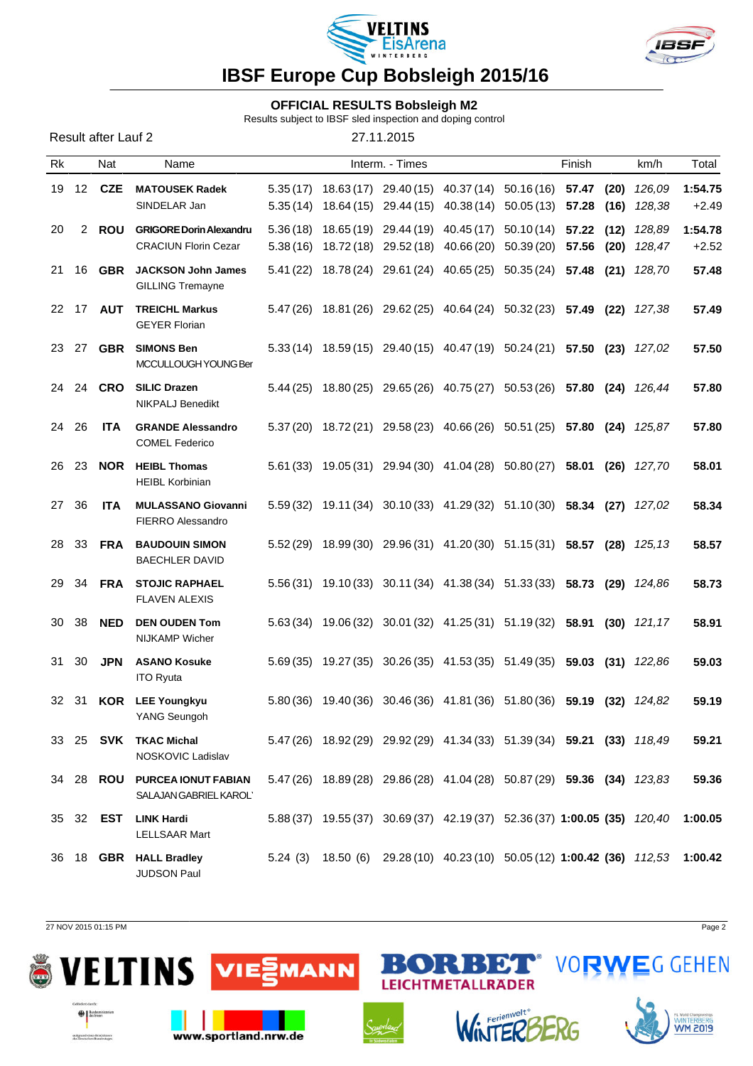# IBSF Europe Cup Bobsleigh 2015/16

## OFFICIAL RESULTS Bobsleigh M2

Results subject to IBSF sled inspection and doping control

Result after Lauf 2 — 27.11.2015

| Rk | | Nat | Name | Interm. - Times | | | | | Finish | | km/h | Total |
|---|---|---|---|---|---|---|---|---|---|---|---|---|
| 19 | 12 | **CZE** | **MATOUSEK Radek** | 5.35 (17) | 18.63 (17) | 29.40 (15) | 40.37 (14) | 50.16 (16) | **57.47** | **(20)** | *126,09* | **1:54.75** |
| | | | SINDELAR Jan | 5.35 (14) | 18.64 (15) | 29.44 (15) | 40.38 (14) | 50.05 (13) | **57.28** | **(16)** | *128,38* | +2.49 |
| 20 | 2 | **ROU** | **GRIGORE Dorin Alexandru** | 5.36 (18) | 18.65 (19) | 29.44 (19) | 40.45 (17) | 50.10 (14) | **57.22** | **(12)** | *128,89* | **1:54.78** |
| | | | CRACIUN Florin Cezar | 5.38 (16) | 18.72 (18) | 29.52 (18) | 40.66 (20) | 50.39 (20) | **57.56** | **(20)** | *128,47* | +2.52 |
| 21 | 16 | **GBR** | **JACKSON John James** | 5.41 (22) | 18.78 (24) | 29.61 (24) | 40.65 (25) | 50.35 (24) | **57.48** | **(21)** | *128,70* | **57.48** |
| | | | GILLING Tremayne | | | | | | | | | |
| 22 | 17 | **AUT** | **TREICHL Markus** | 5.47 (26) | 18.81 (26) | 29.62 (25) | 40.64 (24) | 50.32 (23) | **57.49** | **(22)** | *127,38* | **57.49** |
| | | | GEYER Florian | | | | | | | | | |
| 23 | 27 | **GBR** | **SIMONS Ben** | 5.33 (14) | 18.59 (15) | 29.40 (15) | 40.47 (19) | 50.24 (21) | **57.50** | **(23)** | *127,02* | **57.50** |
| | | | MCCULLOUGH YOUNG Ber | | | | | | | | | |
| 24 | 24 | **CRO** | **SILIC Drazen** | 5.44 (25) | 18.80 (25) | 29.65 (26) | 40.75 (27) | 50.53 (26) | **57.80** | **(24)** | *126,44* | **57.80** |
| | | | NIKPALJ Benedikt | | | | | | | | | |
| 24 | 26 | **ITA** | **GRANDE Alessandro** | 5.37 (20) | 18.72 (21) | 29.58 (23) | 40.66 (26) | 50.51 (25) | **57.80** | **(24)** | *125,87* | **57.80** |
| | | | COMEL Federico | | | | | | | | | |
| 26 | 23 | **NOR** | **HEIBL Thomas** | 5.61 (33) | 19.05 (31) | 29.94 (30) | 41.04 (28) | 50.80 (27) | **58.01** | **(26)** | *127,70* | **58.01** |
| | | | HEIBL Korbinian | | | | | | | | | |
| 27 | 36 | **ITA** | **MULASSANO Giovanni** | 5.59 (32) | 19.11 (34) | 30.10 (33) | 41.29 (32) | 51.10 (30) | **58.34** | **(27)** | *127,02* | **58.34** |
| | | | FIERRO Alessandro | | | | | | | | | |
| 28 | 33 | **FRA** | **BAUDOUIN SIMON** | 5.52 (29) | 18.99 (30) | 29.96 (31) | 41.20 (30) | 51.15 (31) | **58.57** | **(28)** | *125,13* | **58.57** |
| | | | BAECHLER DAVID | | | | | | | | | |
| 29 | 34 | **FRA** | **STOJIC RAPHAEL** | 5.56 (31) | 19.10 (33) | 30.11 (34) | 41.38 (34) | 51.33 (33) | **58.73** | **(29)** | *124,86* | **58.73** |
| | | | FLAVEN ALEXIS | | | | | | | | | |
| 30 | 38 | **NED** | **DEN OUDEN Tom** | 5.63 (34) | 19.06 (32) | 30.01 (32) | 41.25 (31) | 51.19 (32) | **58.91** | **(30)** | *121,17* | **58.91** |
| | | | NIJKAMP Wicher | | | | | | | | | |
| 31 | 30 | **JPN** | **ASANO Kosuke** | 5.69 (35) | 19.27 (35) | 30.26 (35) | 41.53 (35) | 51.49 (35) | **59.03** | **(31)** | *122,86* | **59.03** |
| | | | ITO Ryuta | | | | | | | | | |
| 32 | 31 | **KOR** | **LEE Youngkyu** | 5.80 (36) | 19.40 (36) | 30.46 (36) | 41.81 (36) | 51.80 (36) | **59.19** | **(32)** | *124,82* | **59.19** |
| | | | YANG Seungoh | | | | | | | | | |
| 33 | 25 | **SVK** | **TKAC Michal** | 5.47 (26) | 18.92 (29) | 29.92 (29) | 41.34 (33) | 51.39 (34) | **59.21** | **(33)** | *118,49* | **59.21** |
| | | | NOSKOVIC Ladislav | | | | | | | | | |
| 34 | 28 | **ROU** | **PURCEA IONUT FABIAN** | 5.47 (26) | 18.89 (28) | 29.86 (28) | 41.04 (28) | 50.87 (29) | **59.36** | **(34)** | *123,83* | **59.36** |
| | | | SALAJAN GABRIEL KAROL` | | | | | | | | | |
| 35 | 32 | **EST** | **LINK Hardi** | 5.88 (37) | 19.55 (37) | 30.69 (37) | 42.19 (37) | 52.36 (37) | **1:00.05** | **(35)** | *120,40* | **1:00.05** |
| | | | LELLSAAR Mart | | | | | | | | | |
| 36 | 18 | **GBR** | **HALL Bradley** | 5.24 (3) | 18.50 (6) | 29.28 (10) | 40.23 (10) | 50.05 (12) | **1:00.42** | **(36)** | *112,53* | **1:00.42** |
| | | | JUDSON Paul | | | | | | | | | |

27 NOV 2015 01:15 PM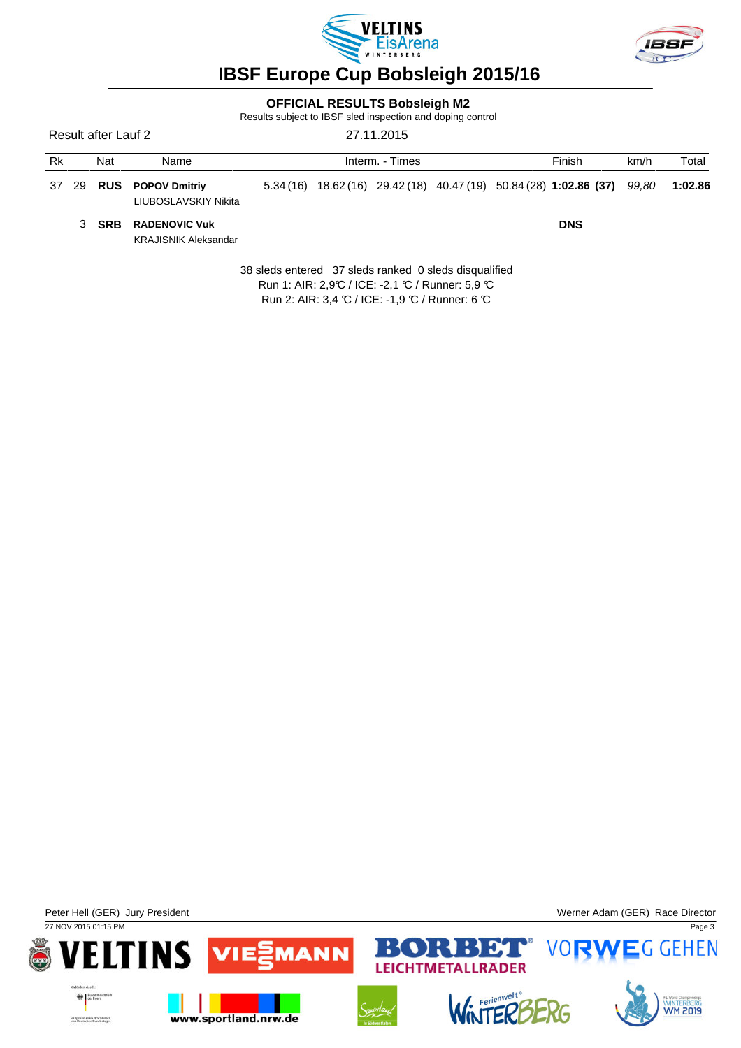# IBSF Europe Cup Bobsleigh 2015/16

## OFFICIAL RESULTS Bobsleigh M2

Results subject to IBSF sled inspection and doping control

Result after Lauf 2 | 27.11.2015

| Rk | | Nat | Name | Interm. - Times | | | | | Finish | km/h | Total |
|---|---|---|---|---|---|---|---|---|---|---|---|
| 37 | 29 | **RUS** | **POPOV Dmitriy**<br>LIUBOSLAVSKIY Nikita | 5.34 (16) | 18.62 (16) | 29.42 (18) | 40.47 (19) | 50.84 (28) | **1:02.86 (37)** | *99,80* | **1:02.86** |
| | 3 | **SRB** | **RADENOVIC Vuk**<br>KRAJISNIK Aleksandar | | | | | | **DNS** | | |

38 sleds entered   37 sleds ranked   0 sleds disqualified

Run 1: AIR: 2,9℃ / ICE: -2,1 ℃ / Runner: 5,9 ℃

Run 2: AIR: 3,4 ℃ / ICE: -1,9 ℃ / Runner: 6 ℃

Peter Hell (GER) Jury President | Werner Adam (GER) Race Director

27 NOV 2015 01:15 PM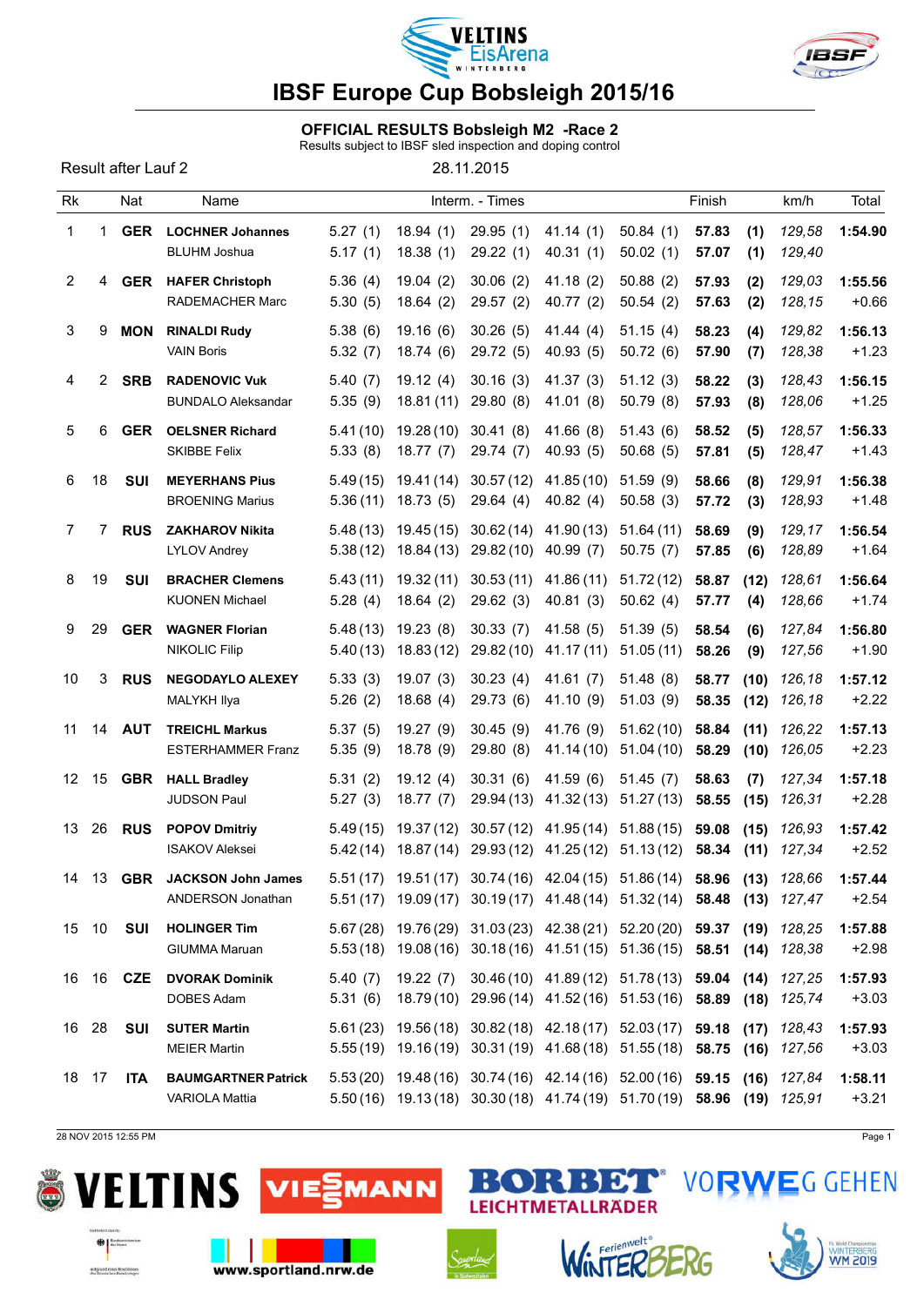# IBSF Europe Cup Bobsleigh 2015/16

## OFFICIAL RESULTS Bobsleigh M2 -Race 2

Results subject to IBSF sled inspection and doping control

Result after Lauf 2 — 28.11.2015

| Rk | | Nat | Name | Interm. - Times | | | | | Finish | | km/h | Total |
|---|---|---|---|---|---|---|---|---|---|---|---|---|
| 1 | 1 | **GER** | **LOCHNER Johannes** | 5.27 (1) | 18.94 (1) | 29.95 (1) | 41.14 (1) | 50.84 (1) | **57.83** | **(1)** | *129,58* | **1:54.90** |
| | | | BLUHM Joshua | 5.17 (1) | 18.38 (1) | 29.22 (1) | 40.31 (1) | 50.02 (1) | **57.07** | **(1)** | *129,40* | |
| 2 | 4 | **GER** | **HAFER Christoph** | 5.36 (4) | 19.04 (2) | 30.06 (2) | 41.18 (2) | 50.88 (2) | **57.93** | **(2)** | *129,03* | **1:55.56** |
| | | | RADEMACHER Marc | 5.30 (5) | 18.64 (2) | 29.57 (2) | 40.77 (2) | 50.54 (2) | **57.63** | **(2)** | *128,15* | +0.66 |
| 3 | 9 | **MON** | **RINALDI Rudy** | 5.38 (6) | 19.16 (6) | 30.26 (5) | 41.44 (4) | 51.15 (4) | **58.23** | **(4)** | *129,82* | **1:56.13** |
| | | | VAIN Boris | 5.32 (7) | 18.74 (6) | 29.72 (5) | 40.93 (5) | 50.72 (6) | **57.90** | **(7)** | *128,38* | +1.23 |
| 4 | 2 | **SRB** | **RADENOVIC Vuk** | 5.40 (7) | 19.12 (4) | 30.16 (3) | 41.37 (3) | 51.12 (3) | **58.22** | **(3)** | *128,43* | **1:56.15** |
| | | | BUNDALO Aleksandar | 5.35 (9) | 18.81 (11) | 29.80 (8) | 41.01 (8) | 50.79 (8) | **57.93** | **(8)** | *128,06* | +1.25 |
| 5 | 6 | **GER** | **OELSNER Richard** | 5.41 (10) | 19.28 (10) | 30.41 (8) | 41.66 (8) | 51.43 (6) | **58.52** | **(5)** | *128,57* | **1:56.33** |
| | | | SKIBBE Felix | 5.33 (8) | 18.77 (7) | 29.74 (7) | 40.93 (5) | 50.68 (5) | **57.81** | **(5)** | *128,47* | +1.43 |
| 6 | 18 | **SUI** | **MEYERHANS Pius** | 5.49 (15) | 19.41 (14) | 30.57 (12) | 41.85 (10) | 51.59 (9) | **58.66** | **(8)** | *129,91* | **1:56.38** |
| | | | BROENING Marius | 5.36 (11) | 18.73 (5) | 29.64 (4) | 40.82 (4) | 50.58 (3) | **57.72** | **(3)** | *128,93* | +1.48 |
| 7 | 7 | **RUS** | **ZAKHAROV Nikita** | 5.48 (13) | 19.45 (15) | 30.62 (14) | 41.90 (13) | 51.64 (11) | **58.69** | **(9)** | *129,17* | **1:56.54** |
| | | | LYLOV Andrey | 5.38 (12) | 18.84 (13) | 29.82 (10) | 40.99 (7) | 50.75 (7) | **57.85** | **(6)** | *128,89* | +1.64 |
| 8 | 19 | **SUI** | **BRACHER Clemens** | 5.43 (11) | 19.32 (11) | 30.53 (11) | 41.86 (11) | 51.72 (12) | **58.87** | **(12)** | *128,61* | **1:56.64** |
| | | | KUONEN Michael | 5.28 (4) | 18.64 (2) | 29.62 (3) | 40.81 (3) | 50.62 (4) | **57.77** | **(4)** | *128,66* | +1.74 |
| 9 | 29 | **GER** | **WAGNER Florian** | 5.48 (13) | 19.23 (8) | 30.33 (7) | 41.58 (5) | 51.39 (5) | **58.54** | **(6)** | *127,84* | **1:56.80** |
| | | | NIKOLIC Filip | 5.40 (13) | 18.83 (12) | 29.82 (10) | 41.17 (11) | 51.05 (11) | **58.26** | **(9)** | *127,56* | +1.90 |
| 10 | 3 | **RUS** | **NEGODAYLO ALEXEY** | 5.33 (3) | 19.07 (3) | 30.23 (4) | 41.61 (7) | 51.48 (8) | **58.77** | **(10)** | *126,18* | **1:57.12** |
| | | | MALYKH Ilya | 5.26 (2) | 18.68 (4) | 29.73 (6) | 41.10 (9) | 51.03 (9) | **58.35** | **(12)** | *126,18* | +2.22 |
| 11 | 14 | **AUT** | **TREICHL Markus** | 5.37 (5) | 19.27 (9) | 30.45 (9) | 41.76 (9) | 51.62 (10) | **58.84** | **(11)** | *126,22* | **1:57.13** |
| | | | ESTERHAMMER Franz | 5.35 (9) | 18.78 (9) | 29.80 (8) | 41.14 (10) | 51.04 (10) | **58.29** | **(10)** | *126,05* | +2.23 |
| 12 | 15 | **GBR** | **HALL Bradley** | 5.31 (2) | 19.12 (4) | 30.31 (6) | 41.59 (6) | 51.45 (7) | **58.63** | **(7)** | *127,34* | **1:57.18** |
| | | | JUDSON Paul | 5.27 (3) | 18.77 (7) | 29.94 (13) | 41.32 (13) | 51.27 (13) | **58.55** | **(15)** | *126,31* | +2.28 |
| 13 | 26 | **RUS** | **POPOV Dmitriy** | 5.49 (15) | 19.37 (12) | 30.57 (12) | 41.95 (14) | 51.88 (15) | **59.08** | **(15)** | *126,93* | **1:57.42** |
| | | | ISAKOV Aleksei | 5.42 (14) | 18.87 (14) | 29.93 (12) | 41.25 (12) | 51.13 (12) | **58.34** | **(11)** | *127,34* | +2.52 |
| 14 | 13 | **GBR** | **JACKSON John James** | 5.51 (17) | 19.51 (17) | 30.74 (16) | 42.04 (15) | 51.86 (14) | **58.96** | **(13)** | *128,66* | **1:57.44** |
| | | | ANDERSON Jonathan | 5.51 (17) | 19.09 (17) | 30.19 (17) | 41.48 (14) | 51.32 (14) | **58.48** | **(13)** | *127,47* | +2.54 |
| 15 | 10 | **SUI** | **HOLINGER Tim** | 5.67 (28) | 19.76 (29) | 31.03 (23) | 42.38 (21) | 52.20 (20) | **59.37** | **(19)** | *128,25* | **1:57.88** |
| | | | GIUMMA Maruan | 5.53 (18) | 19.08 (16) | 30.18 (16) | 41.51 (15) | 51.36 (15) | **58.51** | **(14)** | *128,38* | +2.98 |
| 16 | 16 | **CZE** | **DVORAK Dominik** | 5.40 (7) | 19.22 (7) | 30.46 (10) | 41.89 (12) | 51.78 (13) | **59.04** | **(14)** | *127,25* | **1:57.93** |
| | | | DOBES Adam | 5.31 (6) | 18.79 (10) | 29.96 (14) | 41.52 (16) | 51.53 (16) | **58.89** | **(18)** | *125,74* | +3.03 |
| 16 | 28 | **SUI** | **SUTER Martin** | 5.61 (23) | 19.56 (18) | 30.82 (18) | 42.18 (17) | 52.03 (17) | **59.18** | **(17)** | *128,43* | **1:57.93** |
| | | | MEIER Martin | 5.55 (19) | 19.16 (19) | 30.31 (19) | 41.68 (18) | 51.55 (18) | **58.75** | **(16)** | *127,56* | +3.03 |
| 18 | 17 | **ITA** | **BAUMGARTNER Patrick** | 5.53 (20) | 19.48 (16) | 30.74 (16) | 42.14 (16) | 52.00 (16) | **59.15** | **(16)** | *127,84* | **1:58.11** |
| | | | VARIOLA Mattia | 5.50 (16) | 19.13 (18) | 30.30 (18) | 41.74 (19) | 51.70 (19) | **58.96** | **(19)** | *125,91* | +3.21 |

28 NOV 2015 12:55 PM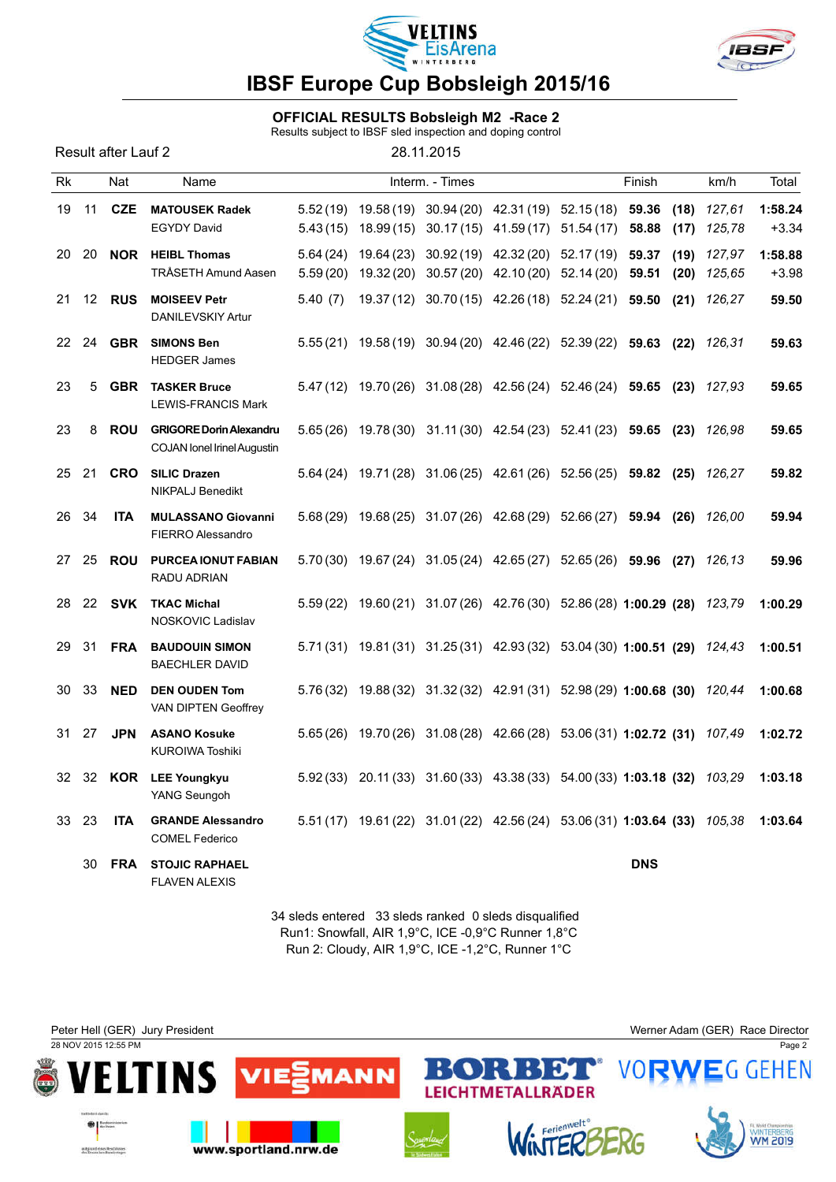# IBSF Europe Cup Bobsleigh 2015/16

## OFFICIAL RESULTS Bobsleigh M2 -Race 2

Results subject to IBSF sled inspection and doping control

Result after Lauf 2 28.11.2015

| Rk | | Nat | Name | Interm. - Times | | | | | Finish | | km/h | Total |
|---|---|---|---|---|---|---|---|---|---|---|---|---|
| 19 | 11 | CZE | **MATOUSEK Radek** | 5.52 (19) | 19.58 (19) | 30.94 (20) | 42.31 (19) | 52.15 (18) | **59.36** | **(18)** | *127,61* | **1:58.24** |
| | | | EGYDY David | 5.43 (15) | 18.99 (15) | 30.17 (15) | 41.59 (17) | 51.54 (17) | **58.88** | **(17)** | *125,78* | +3.34 |
| 20 | 20 | NOR | **HEIBL Thomas** | 5.64 (24) | 19.64 (23) | 30.92 (19) | 42.32 (20) | 52.17 (19) | **59.37** | **(19)** | *127,97* | **1:58.88** |
| | | | TRÅSETH Amund Aasen | 5.59 (20) | 19.32 (20) | 30.57 (20) | 42.10 (20) | 52.14 (20) | **59.51** | **(20)** | *125,65* | +3.98 |
| 21 | 12 | RUS | **MOISEEV Petr** | 5.40 (7) | 19.37 (12) | 30.70 (15) | 42.26 (18) | 52.24 (21) | **59.50** | **(21)** | *126,27* | **59.50** |
| | | | DANILEVSKIY Artur | | | | | | | | | |
| 22 | 24 | GBR | **SIMONS Ben** | 5.55 (21) | 19.58 (19) | 30.94 (20) | 42.46 (22) | 52.39 (22) | **59.63** | **(22)** | *126,31* | **59.63** |
| | | | HEDGER James | | | | | | | | | |
| 23 | 5 | GBR | **TASKER Bruce** | 5.47 (12) | 19.70 (26) | 31.08 (28) | 42.56 (24) | 52.46 (24) | **59.65** | **(23)** | *127,93* | **59.65** |
| | | | LEWIS-FRANCIS Mark | | | | | | | | | |
| 23 | 8 | ROU | **GRIGORE Dorin Alexandru** | 5.65 (26) | 19.78 (30) | 31.11 (30) | 42.54 (23) | 52.41 (23) | **59.65** | **(23)** | *126,98* | **59.65** |
| | | | COJAN Ionel Irinel Augustin | | | | | | | | | |
| 25 | 21 | CRO | **SILIC Drazen** | 5.64 (24) | 19.71 (28) | 31.06 (25) | 42.61 (26) | 52.56 (25) | **59.82** | **(25)** | *126,27* | **59.82** |
| | | | NIKPALJ Benedikt | | | | | | | | | |
| 26 | 34 | ITA | **MULASSANO Giovanni** | 5.68 (29) | 19.68 (25) | 31.07 (26) | 42.68 (29) | 52.66 (27) | **59.94** | **(26)** | *126,00* | **59.94** |
| | | | FIERRO Alessandro | | | | | | | | | |
| 27 | 25 | ROU | **PURCEA IONUT FABIAN** | 5.70 (30) | 19.67 (24) | 31.05 (24) | 42.65 (27) | 52.65 (26) | **59.96** | **(27)** | *126,13* | **59.96** |
| | | | RADU ADRIAN | | | | | | | | | |
| 28 | 22 | SVK | **TKAC Michal** | 5.59 (22) | 19.60 (21) | 31.07 (26) | 42.76 (30) | 52.86 (28) | **1:00.29** | **(28)** | *123,79* | **1:00.29** |
| | | | NOSKOVIC Ladislav | | | | | | | | | |
| 29 | 31 | FRA | **BAUDOUIN SIMON** | 5.71 (31) | 19.81 (31) | 31.25 (31) | 42.93 (32) | 53.04 (30) | **1:00.51** | **(29)** | *124,43* | **1:00.51** |
| | | | BAECHLER DAVID | | | | | | | | | |
| 30 | 33 | NED | **DEN OUDEN Tom** | 5.76 (32) | 19.88 (32) | 31.32 (32) | 42.91 (31) | 52.98 (29) | **1:00.68** | **(30)** | *120,44* | **1:00.68** |
| | | | VAN DIPTEN Geoffrey | | | | | | | | | |
| 31 | 27 | JPN | **ASANO Kosuke** | 5.65 (26) | 19.70 (26) | 31.08 (28) | 42.66 (28) | 53.06 (31) | **1:02.72** | **(31)** | *107,49* | **1:02.72** |
| | | | KUROIWA Toshiki | | | | | | | | | |
| 32 | 32 | KOR | **LEE Youngkyu** | 5.92 (33) | 20.11 (33) | 31.60 (33) | 43.38 (33) | 54.00 (33) | **1:03.18** | **(32)** | *103,29* | **1:03.18** |
| | | | YANG Seungoh | | | | | | | | | |
| 33 | 23 | ITA | **GRANDE Alessandro** | 5.51 (17) | 19.61 (22) | 31.01 (22) | 42.56 (24) | 53.06 (31) | **1:03.64** | **(33)** | *105,38* | **1:03.64** |
| | | | COMEL Federico | | | | | | | | | |
| | 30 | FRA | **STOJIC RAPHAEL** | | | | | | **DNS** | | | |
| | | | FLAVEN ALEXIS | | | | | | | | | |

34 sleds entered 33 sleds ranked 0 sleds disqualified

Run1: Snowfall, AIR 1,9°C, ICE -0,9°C Runner 1,8°C

Run 2: Cloudy, AIR 1,9°C, ICE -1,2°C, Runner 1°C

Peter Hell (GER) Jury President

Werner Adam (GER) Race Director

28 NOV 2015 12:55 PM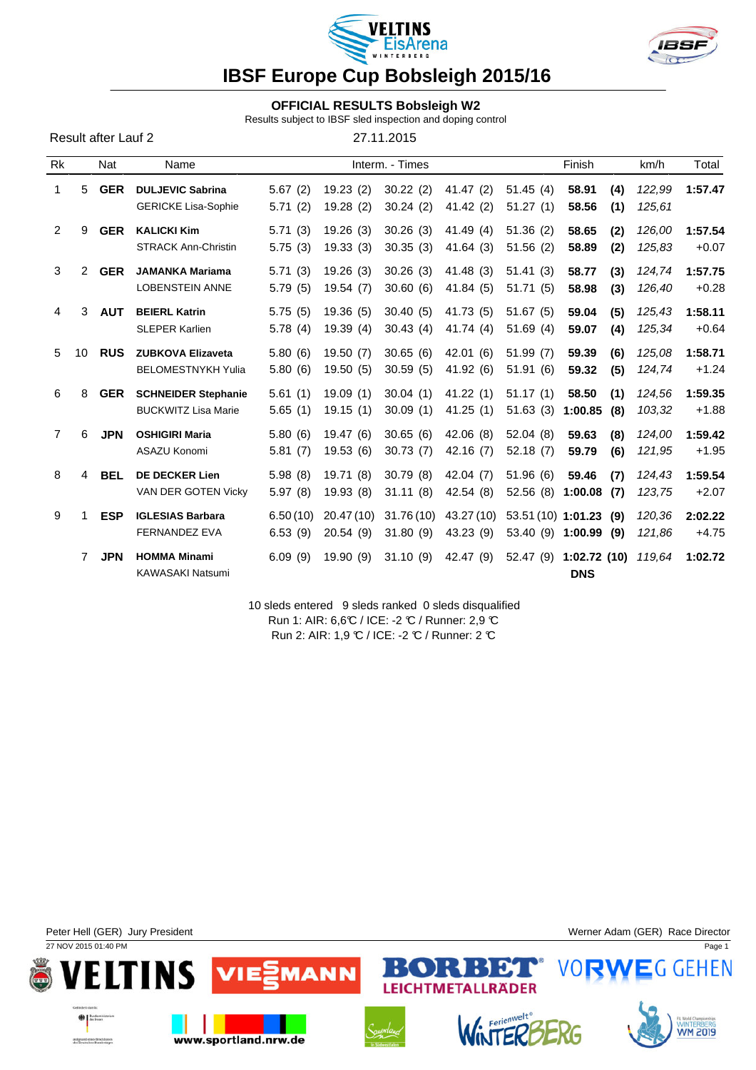# IBSF Europe Cup Bobsleigh 2015/16

## OFFICIAL RESULTS Bobsleigh W2

Results subject to IBSF sled inspection and doping control

Result after Lauf 2

27.11.2015

| Rk | | Nat | Name | Interm. - Times | | | | | Finish | | km/h | Total |
|---|---|---|---|---|---|---|---|---|---|---|---|---|
| 1 | 5 | **GER** | **DULJEVIC Sabrina** | 5.67 (2) | 19.23 (2) | 30.22 (2) | 41.47 (2) | 51.45 (4) | **58.91** | **(4)** | *122,99* | **1:57.47** |
| | | | GERICKE Lisa-Sophie | 5.71 (2) | 19.28 (2) | 30.24 (2) | 41.42 (2) | 51.27 (1) | **58.56** | **(1)** | *125,61* | |
| 2 | 9 | **GER** | **KALICKI Kim** | 5.71 (3) | 19.26 (3) | 30.26 (3) | 41.49 (4) | 51.36 (2) | **58.65** | **(2)** | *126,00* | **1:57.54** |
| | | | STRACK Ann-Christin | 5.75 (3) | 19.33 (3) | 30.35 (3) | 41.64 (3) | 51.56 (2) | **58.89** | **(2)** | *125,83* | +0.07 |
| 3 | 2 | **GER** | **JAMANKA Mariama** | 5.71 (3) | 19.26 (3) | 30.26 (3) | 41.48 (3) | 51.41 (3) | **58.77** | **(3)** | *124,74* | **1:57.75** |
| | | | LOBENSTEIN ANNE | 5.79 (5) | 19.54 (7) | 30.60 (6) | 41.84 (5) | 51.71 (5) | **58.98** | **(3)** | *126,40* | +0.28 |
| 4 | 3 | **AUT** | **BEIERL Katrin** | 5.75 (5) | 19.36 (5) | 30.40 (5) | 41.73 (5) | 51.67 (5) | **59.04** | **(5)** | *125,43* | **1:58.11** |
| | | | SLEPER Karlien | 5.78 (4) | 19.39 (4) | 30.43 (4) | 41.74 (4) | 51.69 (4) | **59.07** | **(4)** | *125,34* | +0.64 |
| 5 | 10 | **RUS** | **ZUBKOVA Elizaveta** | 5.80 (6) | 19.50 (7) | 30.65 (6) | 42.01 (6) | 51.99 (7) | **59.39** | **(6)** | *125,08* | **1:58.71** |
| | | | BELOMESTNYKH Yulia | 5.80 (6) | 19.50 (5) | 30.59 (5) | 41.92 (6) | 51.91 (6) | **59.32** | **(5)** | *124,74* | +1.24 |
| 6 | 8 | **GER** | **SCHNEIDER Stephanie** | 5.61 (1) | 19.09 (1) | 30.04 (1) | 41.22 (1) | 51.17 (1) | **58.50** | **(1)** | *124,56* | **1:59.35** |
| | | | BUCKWITZ Lisa Marie | 5.65 (1) | 19.15 (1) | 30.09 (1) | 41.25 (1) | 51.63 (3) | **1:00.85** | **(8)** | *103,32* | +1.88 |
| 7 | 6 | **JPN** | **OSHIGIRI Maria** | 5.80 (6) | 19.47 (6) | 30.65 (6) | 42.06 (8) | 52.04 (8) | **59.63** | **(8)** | *124,00* | **1:59.42** |
| | | | ASAZU Konomi | 5.81 (7) | 19.53 (6) | 30.73 (7) | 42.16 (7) | 52.18 (7) | **59.79** | **(6)** | *121,95* | +1.95 |
| 8 | 4 | **BEL** | **DE DECKER Lien** | 5.98 (8) | 19.71 (8) | 30.79 (8) | 42.04 (7) | 51.96 (6) | **59.46** | **(7)** | *124,43* | **1:59.54** |
| | | | VAN DER GOTEN Vicky | 5.97 (8) | 19.93 (8) | 31.11 (8) | 42.54 (8) | 52.56 (8) | **1:00.08** | **(7)** | *123,75* | +2.07 |
| 9 | 1 | **ESP** | **IGLESIAS Barbara** | 6.50 (10) | 20.47 (10) | 31.76 (10) | 43.27 (10) | 53.51 (10) | **1:01.23** | **(9)** | *120,36* | **2:02.22** |
| | | | FERNANDEZ EVA | 6.53 (9) | 20.54 (9) | 31.80 (9) | 43.23 (9) | 53.40 (9) | **1:00.99** | **(9)** | *121,86* | +4.75 |
| | 7 | **JPN** | **HOMMA Minami** | 6.09 (9) | 19.90 (9) | 31.10 (9) | 42.47 (9) | 52.47 (9) | **1:02.72** | **(10)** | *119,64* | **1:02.72** |
| | | | KAWASAKI Natsumi | | | | | | **DNS** | | | |

10 sleds entered 9 sleds ranked 0 sleds disqualified

Run 1: AIR: 6,6℃ / ICE: -2 ℃ / Runner: 2,9 ℃

Run 2: AIR: 1,9 ℃ / ICE: -2 ℃ / Runner: 2 ℃

Peter Hell (GER) Jury President

Werner Adam (GER) Race Director

27 NOV 2015 01:40 PM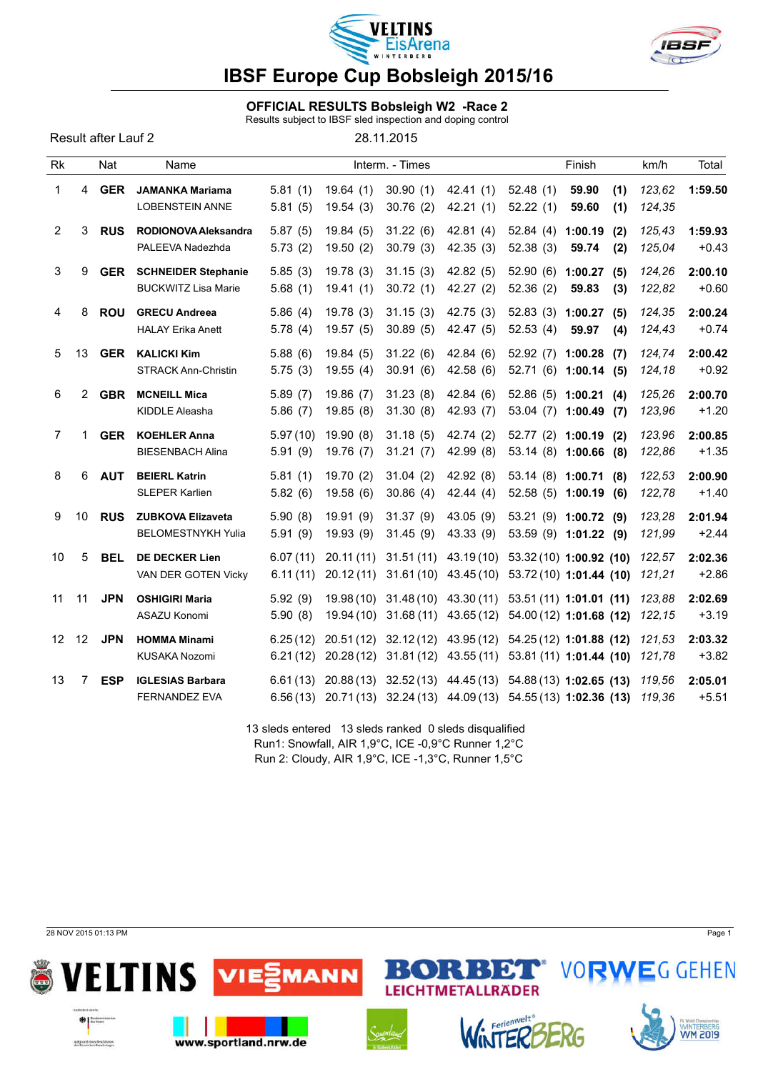# IBSF Europe Cup Bobsleigh 2015/16

## OFFICIAL RESULTS Bobsleigh W2 -Race 2

Results subject to IBSF sled inspection and doping control

Result after Lauf 2 — 28.11.2015

| Rk | | Nat | Name | Interm. - Times | | | | Finish | | km/h | Total |
|---|---|---|---|---|---|---|---|---|---|---|---|
| 1 | 4 | **GER** | **JAMANKA Mariama** | 5.81 (1) | 19.64 (1) | 30.90 (1) | 42.41 (1) | 52.48 (1) | **59.90 (1)** | *123,62* | **1:59.50** |
| | | | LOBENSTEIN ANNE | 5.81 (5) | 19.54 (3) | 30.76 (2) | 42.21 (1) | 52.22 (1) | **59.60 (1)** | *124,35* | |
| 2 | 3 | **RUS** | **RODIONOVA Aleksandra** | 5.87 (5) | 19.84 (5) | 31.22 (6) | 42.81 (4) | 52.84 (4) | **1:00.19 (2)** | *125,43* | **1:59.93** |
| | | | PALEEVA Nadezhda | 5.73 (2) | 19.50 (2) | 30.79 (3) | 42.35 (3) | 52.38 (3) | **59.74 (2)** | *125,04* | +0.43 |
| 3 | 9 | **GER** | **SCHNEIDER Stephanie** | 5.85 (3) | 19.78 (3) | 31.15 (3) | 42.82 (5) | 52.90 (6) | **1:00.27 (5)** | *124,26* | **2:00.10** |
| | | | BUCKWITZ Lisa Marie | 5.68 (1) | 19.41 (1) | 30.72 (1) | 42.27 (2) | 52.36 (2) | **59.83 (3)** | *122,82* | +0.60 |
| 4 | 8 | **ROU** | **GRECU Andreea** | 5.86 (4) | 19.78 (3) | 31.15 (3) | 42.75 (3) | 52.83 (3) | **1:00.27 (5)** | *124,35* | **2:00.24** |
| | | | HALAY Erika Anett | 5.78 (4) | 19.57 (5) | 30.89 (5) | 42.47 (5) | 52.53 (4) | **59.97 (4)** | *124,43* | +0.74 |
| 5 | 13 | **GER** | **KALICKI Kim** | 5.88 (6) | 19.84 (5) | 31.22 (6) | 42.84 (6) | 52.92 (7) | **1:00.28 (7)** | *124,74* | **2:00.42** |
| | | | STRACK Ann-Christin | 5.75 (3) | 19.55 (4) | 30.91 (6) | 42.58 (6) | 52.71 (6) | **1:00.14 (5)** | *124,18* | +0.92 |
| 6 | 2 | **GBR** | **MCNEILL Mica** | 5.89 (7) | 19.86 (7) | 31.23 (8) | 42.84 (6) | 52.86 (5) | **1:00.21 (4)** | *125,26* | **2:00.70** |
| | | | KIDDLE Aleasha | 5.86 (7) | 19.85 (8) | 31.30 (8) | 42.93 (7) | 53.04 (7) | **1:00.49 (7)** | *123,96* | +1.20 |
| 7 | 1 | **GER** | **KOEHLER Anna** | 5.97 (10) | 19.90 (8) | 31.18 (5) | 42.74 (2) | 52.77 (2) | **1:00.19 (2)** | *123,96* | **2:00.85** |
| | | | BIESENBACH Alina | 5.91 (9) | 19.76 (7) | 31.21 (7) | 42.99 (8) | 53.14 (8) | **1:00.66 (8)** | *122,86* | +1.35 |
| 8 | 6 | **AUT** | **BEIERL Katrin** | 5.81 (1) | 19.70 (2) | 31.04 (2) | 42.92 (8) | 53.14 (8) | **1:00.71 (8)** | *122,53* | **2:00.90** |
| | | | SLEPER Karlien | 5.82 (6) | 19.58 (6) | 30.86 (4) | 42.44 (4) | 52.58 (5) | **1:00.19 (6)** | *122,78* | +1.40 |
| 9 | 10 | **RUS** | **ZUBKOVA Elizaveta** | 5.90 (8) | 19.91 (9) | 31.37 (9) | 43.05 (9) | 53.21 (9) | **1:00.72 (9)** | *123,28* | **2:01.94** |
| | | | BELOMESTNYKH Yulia | 5.91 (9) | 19.93 (9) | 31.45 (9) | 43.33 (9) | 53.59 (9) | **1:01.22 (9)** | *121,99* | +2.44 |
| 10 | 5 | **BEL** | **DE DECKER Lien** | 6.07 (11) | 20.11 (11) | 31.51 (11) | 43.19 (10) | 53.32 (10) | **1:00.92 (10)** | *122,57* | **2:02.36** |
| | | | VAN DER GOTEN Vicky | 6.11 (11) | 20.12 (11) | 31.61 (10) | 43.45 (10) | 53.72 (10) | **1:01.44 (10)** | *121,21* | +2.86 |
| 11 | 11 | **JPN** | **OSHIGIRI Maria** | 5.92 (9) | 19.98 (10) | 31.48 (10) | 43.30 (11) | 53.51 (11) | **1:01.01 (11)** | *123,88* | **2:02.69** |
| | | | ASAZU Konomi | 5.90 (8) | 19.94 (10) | 31.68 (11) | 43.65 (12) | 54.00 (12) | **1:01.68 (12)** | *122,15* | +3.19 |
| 12 | 12 | **JPN** | **HOMMA Minami** | 6.25 (12) | 20.51 (12) | 32.12 (12) | 43.95 (12) | 54.25 (12) | **1:01.88 (12)** | *121,53* | **2:03.32** |
| | | | KUSAKA Nozomi | 6.21 (12) | 20.28 (12) | 31.81 (12) | 43.55 (11) | 53.81 (11) | **1:01.44 (10)** | *121,78* | +3.82 |
| 13 | 7 | **ESP** | **IGLESIAS Barbara** | 6.61 (13) | 20.88 (13) | 32.52 (13) | 44.45 (13) | 54.88 (13) | **1:02.65 (13)** | *119,56* | **2:05.01** |
| | | | FERNANDEZ EVA | 6.56 (13) | 20.71 (13) | 32.24 (13) | 44.09 (13) | 54.55 (13) | **1:02.36 (13)** | *119,36* | +5.51 |

13 sleds entered 13 sleds ranked 0 sleds disqualified

Run1: Snowfall, AIR 1,9°C, ICE -0,9°C Runner 1,2°C

Run 2: Cloudy, AIR 1,9°C, ICE -1,3°C, Runner 1,5°C

28 NOV 2015 01:13 PM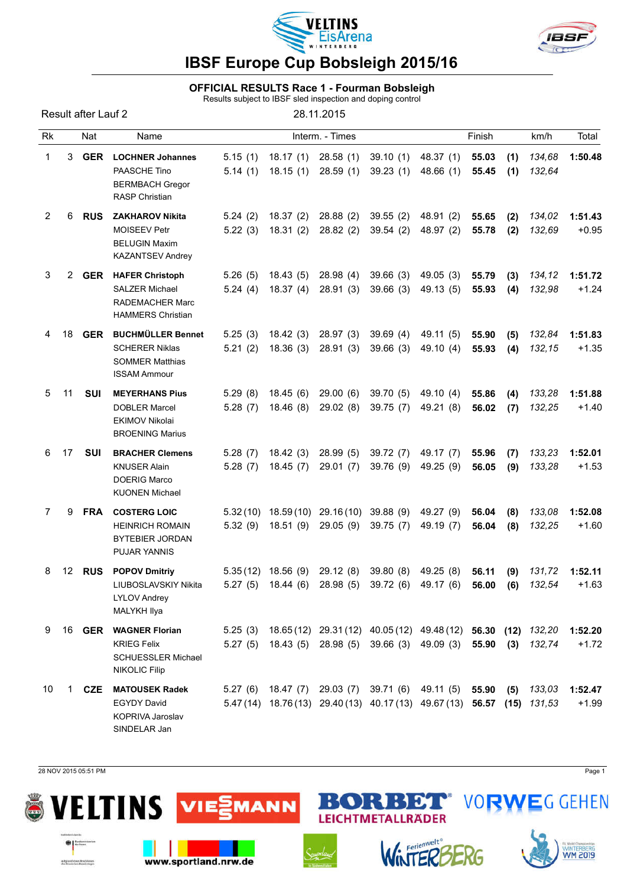# IBSF Europe Cup Bobsleigh 2015/16

## OFFICIAL RESULTS Race 1 - Fourman Bobsleigh

Results subject to IBSF sled inspection and doping control

Result after Lauf 2 — 28.11.2015

| Rk | | Nat | Name | Interm. - Times | | | | | Finish | | km/h | Total |
|---|---|---|---|---|---|---|---|---|---|---|---|---|
| 1 | 3 | **GER** | **LOCHNER Johannes** | 5.15 (1) | 18.17 (1) | 28.58 (1) | 39.10 (1) | 48.37 (1) | **55.03** | **(1)** | *134,68* | **1:50.48** |
| | | | PAASCHE Tino | 5.14 (1) | 18.15 (1) | 28.59 (1) | 39.23 (1) | 48.66 (1) | **55.45** | **(1)** | *132,64* | |
| | | | BERMBACH Gregor | | | | | | | | | |
| | | | RASP Christian | | | | | | | | | |
| 2 | 6 | **RUS** | **ZAKHAROV Nikita** | 5.24 (2) | 18.37 (2) | 28.88 (2) | 39.55 (2) | 48.91 (2) | **55.65** | **(2)** | *134,02* | **1:51.43** |
| | | | MOISEEV Petr | 5.22 (3) | 18.31 (2) | 28.82 (2) | 39.54 (2) | 48.97 (2) | **55.78** | **(2)** | *132,69* | +0.95 |
| | | | BELUGIN Maxim | | | | | | | | | |
| | | | KAZANTSEV Andrey | | | | | | | | | |
| 3 | 2 | **GER** | **HAFER Christoph** | 5.26 (5) | 18.43 (5) | 28.98 (4) | 39.66 (3) | 49.05 (3) | **55.79** | **(3)** | *134,12* | **1:51.72** |
| | | | SALZER Michael | 5.24 (4) | 18.37 (4) | 28.91 (3) | 39.66 (3) | 49.13 (5) | **55.93** | **(4)** | *132,98* | +1.24 |
| | | | RADEMACHER Marc | | | | | | | | | |
| | | | HAMMERS Christian | | | | | | | | | |
| 4 | 18 | **GER** | **BUCHMÜLLER Bennet** | 5.25 (3) | 18.42 (3) | 28.97 (3) | 39.69 (4) | 49.11 (5) | **55.90** | **(5)** | *132,84* | **1:51.83** |
| | | | SCHERER Niklas | 5.21 (2) | 18.36 (3) | 28.91 (3) | 39.66 (3) | 49.10 (4) | **55.93** | **(4)** | *132,15* | +1.35 |
| | | | SOMMER Matthias | | | | | | | | | |
| | | | ISSAM Ammour | | | | | | | | | |
| 5 | 11 | **SUI** | **MEYERHANS Pius** | 5.29 (8) | 18.45 (6) | 29.00 (6) | 39.70 (5) | 49.10 (4) | **55.86** | **(4)** | *133,28* | **1:51.88** |
| | | | DOBLER Marcel | 5.28 (7) | 18.46 (8) | 29.02 (8) | 39.75 (7) | 49.21 (8) | **56.02** | **(7)** | *132,25* | +1.40 |
| | | | EKIMOV Nikolai | | | | | | | | | |
| | | | BROENING Marius | | | | | | | | | |
| 6 | 17 | **SUI** | **BRACHER Clemens** | 5.28 (7) | 18.42 (3) | 28.99 (5) | 39.72 (7) | 49.17 (7) | **55.96** | **(7)** | *133,23* | **1:52.01** |
| | | | KNUSER Alain | 5.28 (7) | 18.45 (7) | 29.01 (7) | 39.76 (9) | 49.25 (9) | **56.05** | **(9)** | *133,28* | +1.53 |
| | | | DOERIG Marco | | | | | | | | | |
| | | | KUONEN Michael | | | | | | | | | |
| 7 | 9 | **FRA** | **COSTERG LOIC** | 5.32 (10) | 18.59 (10) | 29.16 (10) | 39.88 (9) | 49.27 (9) | **56.04** | **(8)** | *133,08* | **1:52.08** |
| | | | HEINRICH ROMAIN | 5.32 (9) | 18.51 (9) | 29.05 (9) | 39.75 (7) | 49.19 (7) | **56.04** | **(8)** | *132,25* | +1.60 |
| | | | BYTEBIER JORDAN | | | | | | | | | |
| | | | PUJAR YANNIS | | | | | | | | | |
| 8 | 12 | **RUS** | **POPOV Dmitriy** | 5.35 (12) | 18.56 (9) | 29.12 (8) | 39.80 (8) | 49.25 (8) | **56.11** | **(9)** | *131,72* | **1:52.11** |
| | | | LIUBOSLAVSKIY Nikita | 5.27 (5) | 18.44 (6) | 28.98 (5) | 39.72 (6) | 49.17 (6) | **56.00** | **(6)** | *132,54* | +1.63 |
| | | | LYLOV Andrey | | | | | | | | | |
| | | | MALYKH Ilya | | | | | | | | | |
| 9 | 16 | **GER** | **WAGNER Florian** | 5.25 (3) | 18.65 (12) | 29.31 (12) | 40.05 (12) | 49.48 (12) | **56.30** | **(12)** | *132,20* | **1:52.20** |
| | | | KRIEG Felix | 5.27 (5) | 18.43 (5) | 28.98 (5) | 39.66 (3) | 49.09 (3) | **55.90** | **(3)** | *132,74* | +1.72 |
| | | | SCHUESSLER Michael | | | | | | | | | |
| | | | NIKOLIC Filip | | | | | | | | | |
| 10 | 1 | **CZE** | **MATOUSEK Radek** | 5.27 (6) | 18.47 (7) | 29.03 (7) | 39.71 (6) | 49.11 (5) | **55.90** | **(5)** | *133,03* | **1:52.47** |
| | | | EGYDY David | 5.47 (14) | 18.76 (13) | 29.40 (13) | 40.17 (13) | 49.67 (13) | **56.57** | **(15)** | *131,53* | +1.99 |
| | | | KOPRIVA Jaroslav | | | | | | | | | |
| | | | SINDELAR Jan | | | | | | | | | |

28 NOV 2015 05:51 PM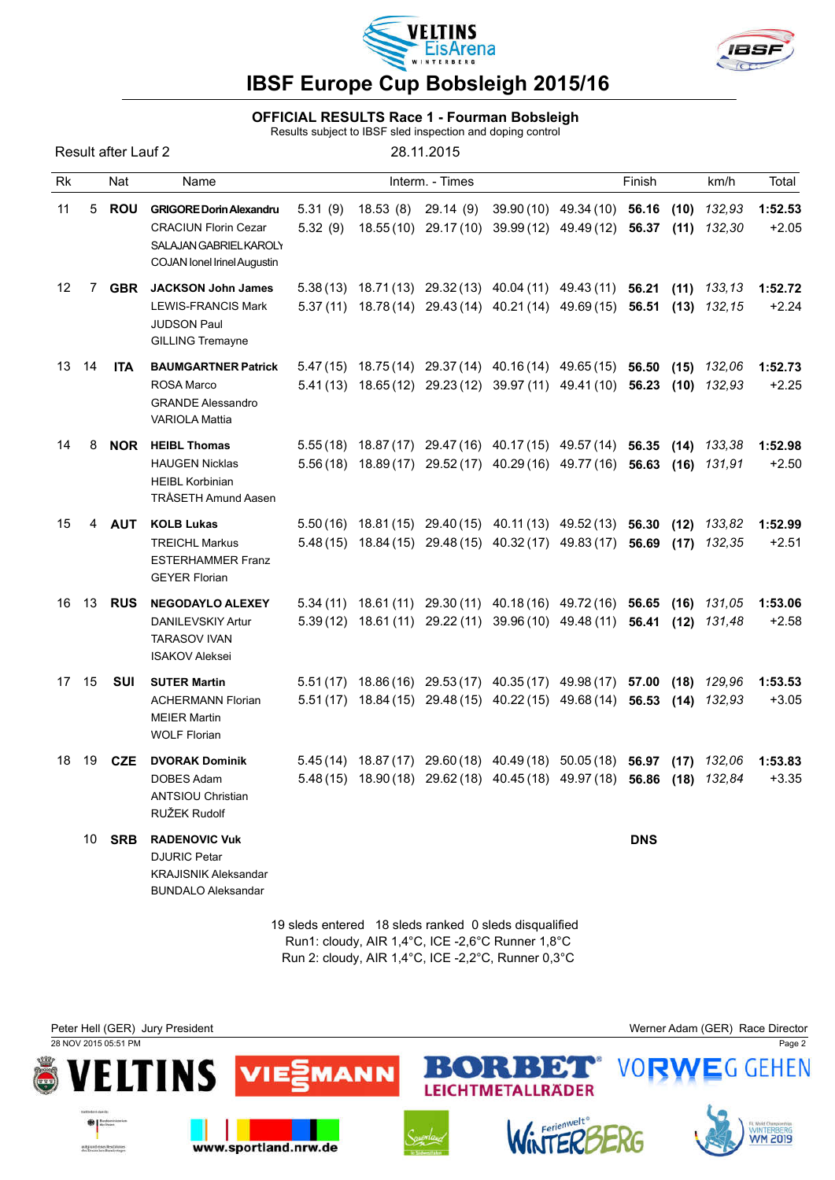# IBSF Europe Cup Bobsleigh 2015/16

## OFFICIAL RESULTS Race 1 - Fourman Bobsleigh

Results subject to IBSF sled inspection and doping control

Result after Lauf 2 — 28.11.2015

| Rk | | Nat | Name | Interm. - Times | | | | | Finish | | km/h | Total |
|---|---|---|---|---|---|---|---|---|---|---|---|---|
| 11 | 5 | **ROU** | **GRIGORE Dorin Alexandru** | 5.31 (9) | 18.53 (8) | 29.14 (9) | 39.90 (10) | 49.34 (10) | **56.16** | **(10)** | *132,93* | **1:52.53** |
| | | | CRACIUN Florin Cezar | 5.32 (9) | 18.55 (10) | 29.17 (10) | 39.99 (12) | 49.49 (12) | **56.37** | **(11)** | *132,30* | +2.05 |
| | | | SALAJAN GABRIEL KAROLY | | | | | | | | | |
| | | | COJAN Ionel Irinel Augustin | | | | | | | | | |
| 12 | 7 | **GBR** | **JACKSON John James** | 5.38 (13) | 18.71 (13) | 29.32 (13) | 40.04 (11) | 49.43 (11) | **56.21** | **(11)** | *133,13* | **1:52.72** |
| | | | LEWIS-FRANCIS Mark | 5.37 (11) | 18.78 (14) | 29.43 (14) | 40.21 (14) | 49.69 (15) | **56.51** | **(13)** | *132,15* | +2.24 |
| | | | JUDSON Paul | | | | | | | | | |
| | | | GILLING Tremayne | | | | | | | | | |
| 13 | 14 | **ITA** | **BAUMGARTNER Patrick** | 5.47 (15) | 18.75 (14) | 29.37 (14) | 40.16 (14) | 49.65 (15) | **56.50** | **(15)** | *132,06* | **1:52.73** |
| | | | ROSA Marco | 5.41 (13) | 18.65 (12) | 29.23 (12) | 39.97 (11) | 49.41 (10) | **56.23** | **(10)** | *132,93* | +2.25 |
| | | | GRANDE Alessandro | | | | | | | | | |
| | | | VARIOLA Mattia | | | | | | | | | |
| 14 | 8 | **NOR** | **HEIBL Thomas** | 5.55 (18) | 18.87 (17) | 29.47 (16) | 40.17 (15) | 49.57 (14) | **56.35** | **(14)** | *133,38* | **1:52.98** |
| | | | HAUGEN Nicklas | 5.56 (18) | 18.89 (17) | 29.52 (17) | 40.29 (16) | 49.77 (16) | **56.63** | **(16)** | *131,91* | +2.50 |
| | | | HEIBL Korbinian | | | | | | | | | |
| | | | TRÅSETH Amund Aasen | | | | | | | | | |
| 15 | 4 | **AUT** | **KOLB Lukas** | 5.50 (16) | 18.81 (15) | 29.40 (15) | 40.11 (13) | 49.52 (13) | **56.30** | **(12)** | *133,82* | **1:52.99** |
| | | | TREICHL Markus | 5.48 (15) | 18.84 (15) | 29.48 (15) | 40.32 (17) | 49.83 (17) | **56.69** | **(17)** | *132,35* | +2.51 |
| | | | ESTERHAMMER Franz | | | | | | | | | |
| | | | GEYER Florian | | | | | | | | | |
| 16 | 13 | **RUS** | **NEGODAYLO ALEXEY** | 5.34 (11) | 18.61 (11) | 29.30 (11) | 40.18 (16) | 49.72 (16) | **56.65** | **(16)** | *131,05* | **1:53.06** |
| | | | DANILEVSKIY Artur | 5.39 (12) | 18.61 (11) | 29.22 (11) | 39.96 (10) | 49.48 (11) | **56.41** | **(12)** | *131,48* | +2.58 |
| | | | TARASOV IVAN | | | | | | | | | |
| | | | ISAKOV Aleksei | | | | | | | | | |
| 17 | 15 | **SUI** | **SUTER Martin** | 5.51 (17) | 18.86 (16) | 29.53 (17) | 40.35 (17) | 49.98 (17) | **57.00** | **(18)** | *129,96* | **1:53.53** |
| | | | ACHERMANN Florian | 5.51 (17) | 18.84 (15) | 29.48 (15) | 40.22 (15) | 49.68 (14) | **56.53** | **(14)** | *132,93* | +3.05 |
| | | | MEIER Martin | | | | | | | | | |
| | | | WOLF Florian | | | | | | | | | |
| 18 | 19 | **CZE** | **DVORAK Dominik** | 5.45 (14) | 18.87 (17) | 29.60 (18) | 40.49 (18) | 50.05 (18) | **56.97** | **(17)** | *132,06* | **1:53.83** |
| | | | DOBES Adam | 5.48 (15) | 18.90 (18) | 29.62 (18) | 40.45 (18) | 49.97 (18) | **56.86** | **(18)** | *132,84* | +3.35 |
| | | | ANTSIOU Christian | | | | | | | | | |
| | | | RUŽEK Rudolf | | | | | | | | | |
| | 10 | **SRB** | **RADENOVIC Vuk** | | | | | | **DNS** | | | |
| | | | DJURIC Petar | | | | | | | | | |
| | | | KRAJISNIK Aleksandar | | | | | | | | | |
| | | | BUNDALO Aleksandar | | | | | | | | | |

19 sleds entered 18 sleds ranked 0 sleds disqualified
Run1: cloudy, AIR 1,4°C, ICE -2,6°C Runner 1,8°C
Run 2: cloudy, AIR 1,4°C, ICE -2,2°C, Runner 0,3°C

Peter Hell (GER) Jury President — Werner Adam (GER) Race Director

28 NOV 2015 05:51 PM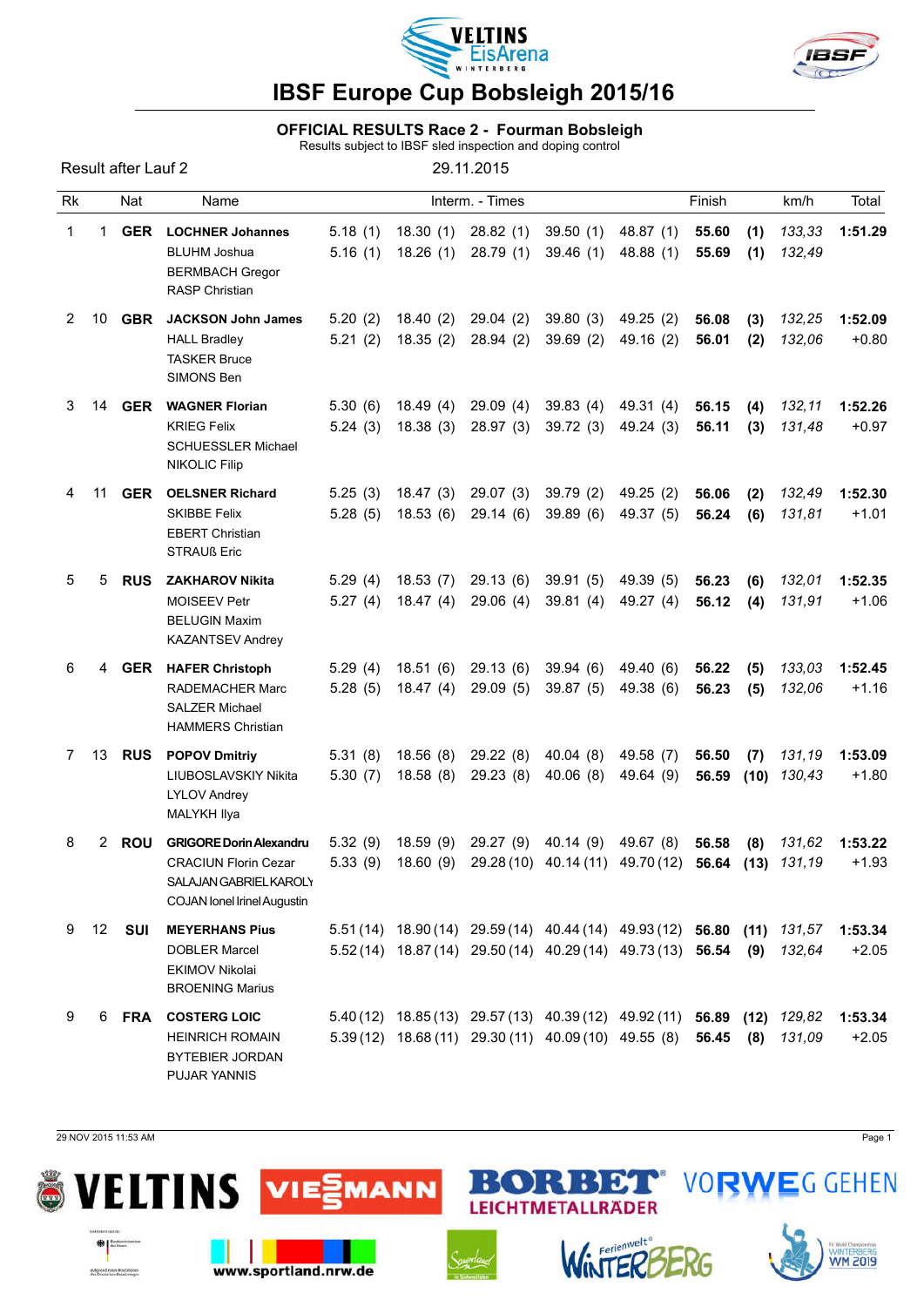# IBSF Europe Cup Bobsleigh 2015/16

## OFFICIAL RESULTS Race 2 - Fourman Bobsleigh

Results subject to IBSF sled inspection and doping control

Result after Lauf 2 | 29.11.2015

| Rk | | Nat | Name | Interm. - Times | | | | | Finish | | km/h | Total |
|---|---|---|---|---|---|---|---|---|---|---|---|---|
| 1 | 1 | **GER** | **LOCHNER Johannes** | 5.18 (1) | 18.30 (1) | 28.82 (1) | 39.50 (1) | 48.87 (1) | **55.60** | **(1)** | *133,33* | **1:51.29** |
| | | | BLUHM Joshua | 5.16 (1) | 18.26 (1) | 28.79 (1) | 39.46 (1) | 48.88 (1) | **55.69** | **(1)** | *132,49* | |
| | | | BERMBACH Gregor | | | | | | | | | |
| | | | RASP Christian | | | | | | | | | |
| 2 | 10 | **GBR** | **JACKSON John James** | 5.20 (2) | 18.40 (2) | 29.04 (2) | 39.80 (3) | 49.25 (2) | **56.08** | **(3)** | *132,25* | **1:52.09** |
| | | | HALL Bradley | 5.21 (2) | 18.35 (2) | 28.94 (2) | 39.69 (2) | 49.16 (2) | **56.01** | **(2)** | *132,06* | +0.80 |
| | | | TASKER Bruce | | | | | | | | | |
| | | | SIMONS Ben | | | | | | | | | |
| 3 | 14 | **GER** | **WAGNER Florian** | 5.30 (6) | 18.49 (4) | 29.09 (4) | 39.83 (4) | 49.31 (4) | **56.15** | **(4)** | *132,11* | **1:52.26** |
| | | | KRIEG Felix | 5.24 (3) | 18.38 (3) | 28.97 (3) | 39.72 (3) | 49.24 (3) | **56.11** | **(3)** | *131,48* | +0.97 |
| | | | SCHUESSLER Michael | | | | | | | | | |
| | | | NIKOLIC Filip | | | | | | | | | |
| 4 | 11 | **GER** | **OELSNER Richard** | 5.25 (3) | 18.47 (3) | 29.07 (3) | 39.79 (2) | 49.25 (2) | **56.06** | **(2)** | *132,49* | **1:52.30** |
| | | | SKIBBE Felix | 5.28 (5) | 18.53 (6) | 29.14 (6) | 39.89 (6) | 49.37 (5) | **56.24** | **(6)** | *131,81* | +1.01 |
| | | | EBERT Christian | | | | | | | | | |
| | | | STRAUß Eric | | | | | | | | | |
| 5 | 5 | **RUS** | **ZAKHAROV Nikita** | 5.29 (4) | 18.53 (7) | 29.13 (6) | 39.91 (5) | 49.39 (5) | **56.23** | **(6)** | *132,01* | **1:52.35** |
| | | | MOISEEV Petr | 5.27 (4) | 18.47 (4) | 29.06 (4) | 39.81 (4) | 49.27 (4) | **56.12** | **(4)** | *131,91* | +1.06 |
| | | | BELUGIN Maxim | | | | | | | | | |
| | | | KAZANTSEV Andrey | | | | | | | | | |
| 6 | 4 | **GER** | **HAFER Christoph** | 5.29 (4) | 18.51 (6) | 29.13 (6) | 39.94 (6) | 49.40 (6) | **56.22** | **(5)** | *133,03* | **1:52.45** |
| | | | RADEMACHER Marc | 5.28 (5) | 18.47 (4) | 29.09 (5) | 39.87 (5) | 49.38 (6) | **56.23** | **(5)** | *132,06* | +1.16 |
| | | | SALZER Michael | | | | | | | | | |
| | | | HAMMERS Christian | | | | | | | | | |
| 7 | 13 | **RUS** | **POPOV Dmitriy** | 5.31 (8) | 18.56 (8) | 29.22 (8) | 40.04 (8) | 49.58 (7) | **56.50** | **(7)** | *131,19* | **1:53.09** |
| | | | LIUBOSLAVSKIY Nikita | 5.30 (7) | 18.58 (8) | 29.23 (8) | 40.06 (8) | 49.64 (9) | **56.59** | **(10)** | *130,43* | +1.80 |
| | | | LYLOV Andrey | | | | | | | | | |
| | | | MALYKH Ilya | | | | | | | | | |
| 8 | 2 | **ROU** | **GRIGORE Dorin Alexandru** | 5.32 (9) | 18.59 (9) | 29.27 (9) | 40.14 (9) | 49.67 (8) | **56.58** | **(8)** | *131,62* | **1:53.22** |
| | | | CRACIUN Florin Cezar | 5.33 (9) | 18.60 (9) | 29.28 (10) | 40.14 (11) | 49.70 (12) | **56.64** | **(13)** | *131,19* | +1.93 |
| | | | SALAJAN GABRIEL KAROLY | | | | | | | | | |
| | | | COJAN Ionel Irinel Augustin | | | | | | | | | |
| 9 | 12 | **SUI** | **MEYERHANS Pius** | 5.51 (14) | 18.90 (14) | 29.59 (14) | 40.44 (14) | 49.93 (12) | **56.80** | **(11)** | *131,57* | **1:53.34** |
| | | | DOBLER Marcel | 5.52 (14) | 18.87 (14) | 29.50 (14) | 40.29 (14) | 49.73 (13) | **56.54** | **(9)** | *132,64* | +2.05 |
| | | | EKIMOV Nikolai | | | | | | | | | |
| | | | BROENING Marius | | | | | | | | | |
| 9 | 6 | **FRA** | **COSTERG LOIC** | 5.40 (12) | 18.85 (13) | 29.57 (13) | 40.39 (12) | 49.92 (11) | **56.89** | **(12)** | *129,82* | **1:53.34** |
| | | | HEINRICH ROMAIN | 5.39 (12) | 18.68 (11) | 29.30 (11) | 40.09 (10) | 49.55 (8) | **56.45** | **(8)** | *131,09* | +2.05 |
| | | | BYTEBIER JORDAN | | | | | | | | | |
| | | | PUJAR YANNIS | | | | | | | | | |

29 NOV 2015 11:53 AM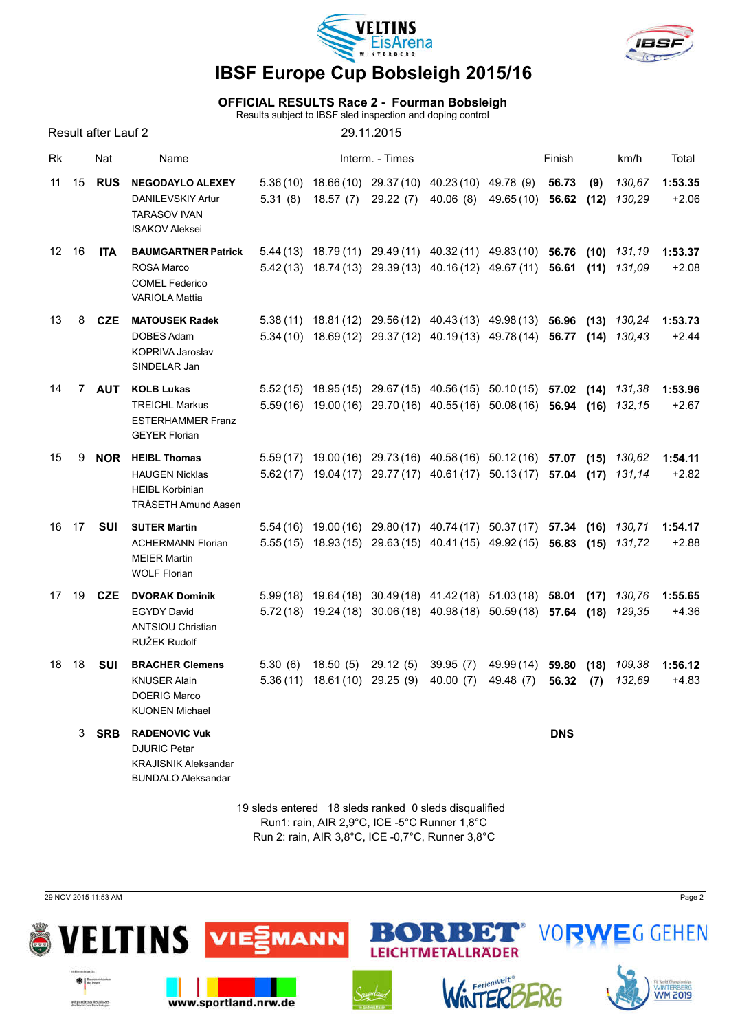# IBSF Europe Cup Bobsleigh 2015/16

## OFFICIAL RESULTS Race 2 - Fourman Bobsleigh

Results subject to IBSF sled inspection and doping control

Result after Lauf 2

29.11.2015

| Rk | | Nat | Name | Interm. - Times | | | | | Finish | | km/h | Total |
|---|---|---|---|---|---|---|---|---|---|---|---|---|
| 11 | 15 | **RUS** | **NEGODAYLO ALEXEY** | 5.36 (10) | 18.66 (10) | 29.37 (10) | 40.23 (10) | 49.78 (9) | **56.73** | **(9)** | *130,67* | **1:53.35** |
| | | | DANILEVSKIY Artur | 5.31 (8) | 18.57 (7) | 29.22 (7) | 40.06 (8) | 49.65 (10) | **56.62** | **(12)** | *130,29* | +2.06 |
| | | | TARASOV IVAN | | | | | | | | | |
| | | | ISAKOV Aleksei | | | | | | | | | |
| 12 | 16 | **ITA** | **BAUMGARTNER Patrick** | 5.44 (13) | 18.79 (11) | 29.49 (11) | 40.32 (11) | 49.83 (10) | **56.76** | **(10)** | *131,19* | **1:53.37** |
| | | | ROSA Marco | 5.42 (13) | 18.74 (13) | 29.39 (13) | 40.16 (12) | 49.67 (11) | **56.61** | **(11)** | *131,09* | +2.08 |
| | | | COMEL Federico | | | | | | | | | |
| | | | VARIOLA Mattia | | | | | | | | | |
| 13 | 8 | **CZE** | **MATOUSEK Radek** | 5.38 (11) | 18.81 (12) | 29.56 (12) | 40.43 (13) | 49.98 (13) | **56.96** | **(13)** | *130,24* | **1:53.73** |
| | | | DOBES Adam | 5.34 (10) | 18.69 (12) | 29.37 (12) | 40.19 (13) | 49.78 (14) | **56.77** | **(14)** | *130,43* | +2.44 |
| | | | KOPRIVA Jaroslav | | | | | | | | | |
| | | | SINDELAR Jan | | | | | | | | | |
| 14 | 7 | **AUT** | **KOLB Lukas** | 5.52 (15) | 18.95 (15) | 29.67 (15) | 40.56 (15) | 50.10 (15) | **57.02** | **(14)** | *131,38* | **1:53.96** |
| | | | TREICHL Markus | 5.59 (16) | 19.00 (16) | 29.70 (16) | 40.55 (16) | 50.08 (16) | **56.94** | **(16)** | *132,15* | +2.67 |
| | | | ESTERHAMMER Franz | | | | | | | | | |
| | | | GEYER Florian | | | | | | | | | |
| 15 | 9 | **NOR** | **HEIBL Thomas** | 5.59 (17) | 19.00 (16) | 29.73 (16) | 40.58 (16) | 50.12 (16) | **57.07** | **(15)** | *130,62* | **1:54.11** |
| | | | HAUGEN Nicklas | 5.62 (17) | 19.04 (17) | 29.77 (17) | 40.61 (17) | 50.13 (17) | **57.04** | **(17)** | *131,14* | +2.82 |
| | | | HEIBL Korbinian | | | | | | | | | |
| | | | TRÅSETH Amund Aasen | | | | | | | | | |
| 16 | 17 | **SUI** | **SUTER Martin** | 5.54 (16) | 19.00 (16) | 29.80 (17) | 40.74 (17) | 50.37 (17) | **57.34** | **(16)** | *130,71* | **1:54.17** |
| | | | ACHERMANN Florian | 5.55 (15) | 18.93 (15) | 29.63 (15) | 40.41 (15) | 49.92 (15) | **56.83** | **(15)** | *131,72* | +2.88 |
| | | | MEIER Martin | | | | | | | | | |
| | | | WOLF Florian | | | | | | | | | |
| 17 | 19 | **CZE** | **DVORAK Dominik** | 5.99 (18) | 19.64 (18) | 30.49 (18) | 41.42 (18) | 51.03 (18) | **58.01** | **(17)** | *130,76* | **1:55.65** |
| | | | EGYDY David | 5.72 (18) | 19.24 (18) | 30.06 (18) | 40.98 (18) | 50.59 (18) | **57.64** | **(18)** | *129,35* | +4.36 |
| | | | ANTSIOU Christian | | | | | | | | | |
| | | | RUŽEK Rudolf | | | | | | | | | |
| 18 | 18 | **SUI** | **BRACHER Clemens** | 5.30 (6) | 18.50 (5) | 29.12 (5) | 39.95 (7) | 49.99 (14) | **59.80** | **(18)** | *109,38* | **1:56.12** |
| | | | KNUSER Alain | 5.36 (11) | 18.61 (10) | 29.25 (9) | 40.00 (7) | 49.48 (7) | **56.32** | **(7)** | *132,69* | +4.83 |
| | | | DOERIG Marco | | | | | | | | | |
| | | | KUONEN Michael | | | | | | | | | |
| | 3 | **SRB** | **RADENOVIC Vuk** | | | | | | **DNS** | | | |
| | | | DJURIC Petar | | | | | | | | | |
| | | | KRAJISNIK Aleksandar | | | | | | | | | |
| | | | BUNDALO Aleksandar | | | | | | | | | |

19 sleds entered 18 sleds ranked 0 sleds disqualified

Run1: rain, AIR 2,9°C, ICE -5°C Runner 1,8°C

Run 2: rain, AIR 3,8°C, ICE -0,7°C, Runner 3,8°C

29 NOV 2015 11:53 AM